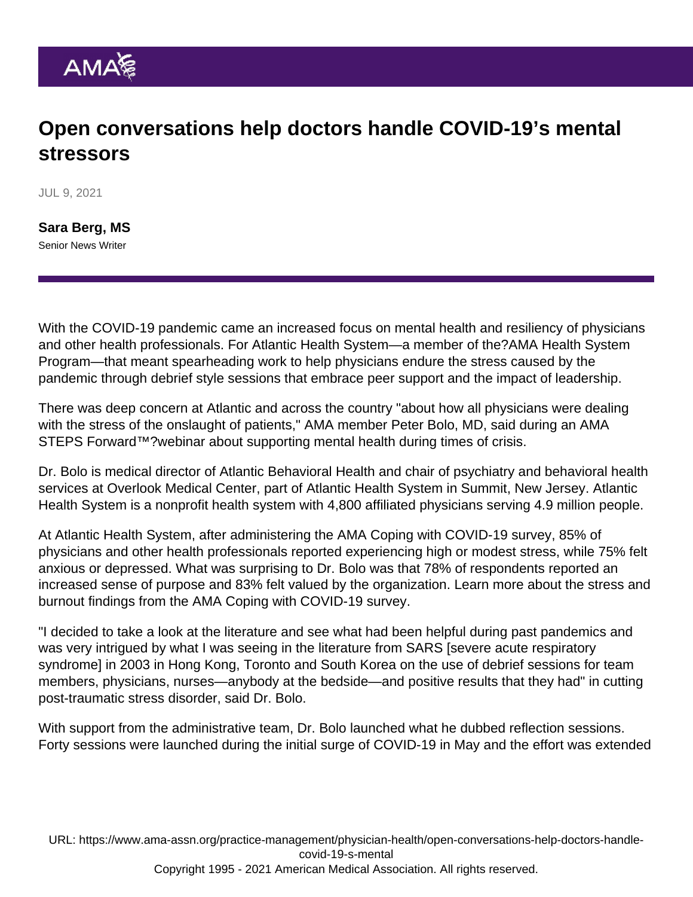# Open conversations help doctors handle COVID-19's mental stressors

JUL 9, 2021

**Sara Berg, MS**
Senior News Writer

With the COVID-19 pandemic came an increased focus on mental health and resiliency of physicians and other health professionals. For Atlantic Health System—a member of the?AMA Health System Program—that meant spearheading work to help physicians endure the stress caused by the pandemic through debrief style sessions that embrace peer support and the impact of leadership.

There was deep concern at Atlantic and across the country "about how all physicians were dealing with the stress of the onslaught of patients," AMA member Peter Bolo, MD, said during an AMA STEPS Forward™?webinar about supporting mental health during times of crisis.

Dr. Bolo is medical director of Atlantic Behavioral Health and chair of psychiatry and behavioral health services at Overlook Medical Center, part of Atlantic Health System in Summit, New Jersey. Atlantic Health System is a nonprofit health system with 4,800 affiliated physicians serving 4.9 million people.

At Atlantic Health System, after administering the AMA Coping with COVID-19 survey, 85% of physicians and other health professionals reported experiencing high or modest stress, while 75% felt anxious or depressed. What was surprising to Dr. Bolo was that 78% of respondents reported an increased sense of purpose and 83% felt valued by the organization. Learn more about the stress and burnout findings from the AMA Coping with COVID-19 survey.

"I decided to take a look at the literature and see what had been helpful during past pandemics and was very intrigued by what I was seeing in the literature from SARS [severe acute respiratory syndrome] in 2003 in Hong Kong, Toronto and South Korea on the use of debrief sessions for team members, physicians, nurses—anybody at the bedside—and positive results that they had" in cutting post-traumatic stress disorder, said Dr. Bolo.

With support from the administrative team, Dr. Bolo launched what he dubbed reflection sessions. Forty sessions were launched during the initial surge of COVID-19 in May and the effort was extended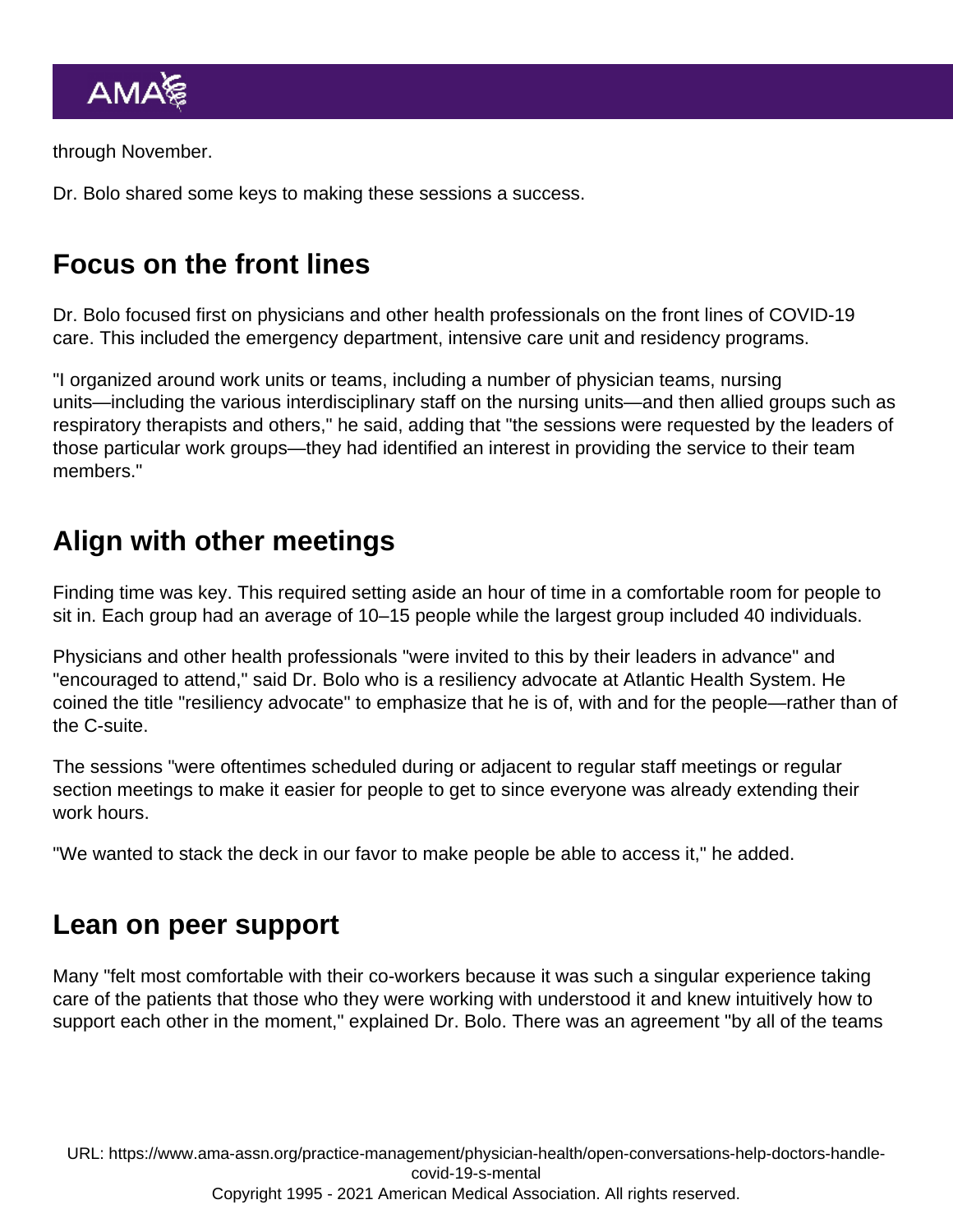through November.

Dr. Bolo shared some keys to making these sessions a success.

## Focus on the front lines

Dr. Bolo focused first on physicians and other health professionals on the front lines of COVID-19 care. This included the emergency department, intensive care unit and residency programs.

"I organized around work units or teams, including a number of physician teams, nursing units—including the various interdisciplinary staff on the nursing units—and then allied groups such as respiratory therapists and others," he said, adding that "the sessions were requested by the leaders of those particular work groups—they had identified an interest in providing the service to their team members."

## Align with other meetings

Finding time was key. This required setting aside an hour of time in a comfortable room for people to sit in. Each group had an average of 10–15 people while the largest group included 40 individuals.

Physicians and other health professionals "were invited to this by their leaders in advance" and "encouraged to attend," said Dr. Bolo who is a resiliency advocate at Atlantic Health System. He coined the title "resiliency advocate" to emphasize that he is of, with and for the people—rather than of the C-suite.

The sessions "were oftentimes scheduled during or adjacent to regular staff meetings or regular section meetings to make it easier for people to get to since everyone was already extending their work hours.

"We wanted to stack the deck in our favor to make people be able to access it," he added.

## Lean on peer support

Many "felt most comfortable with their co-workers because it was such a singular experience taking care of the patients that those who they were working with understood it and knew intuitively how to support each other in the moment," explained Dr. Bolo. There was an agreement "by all of the teams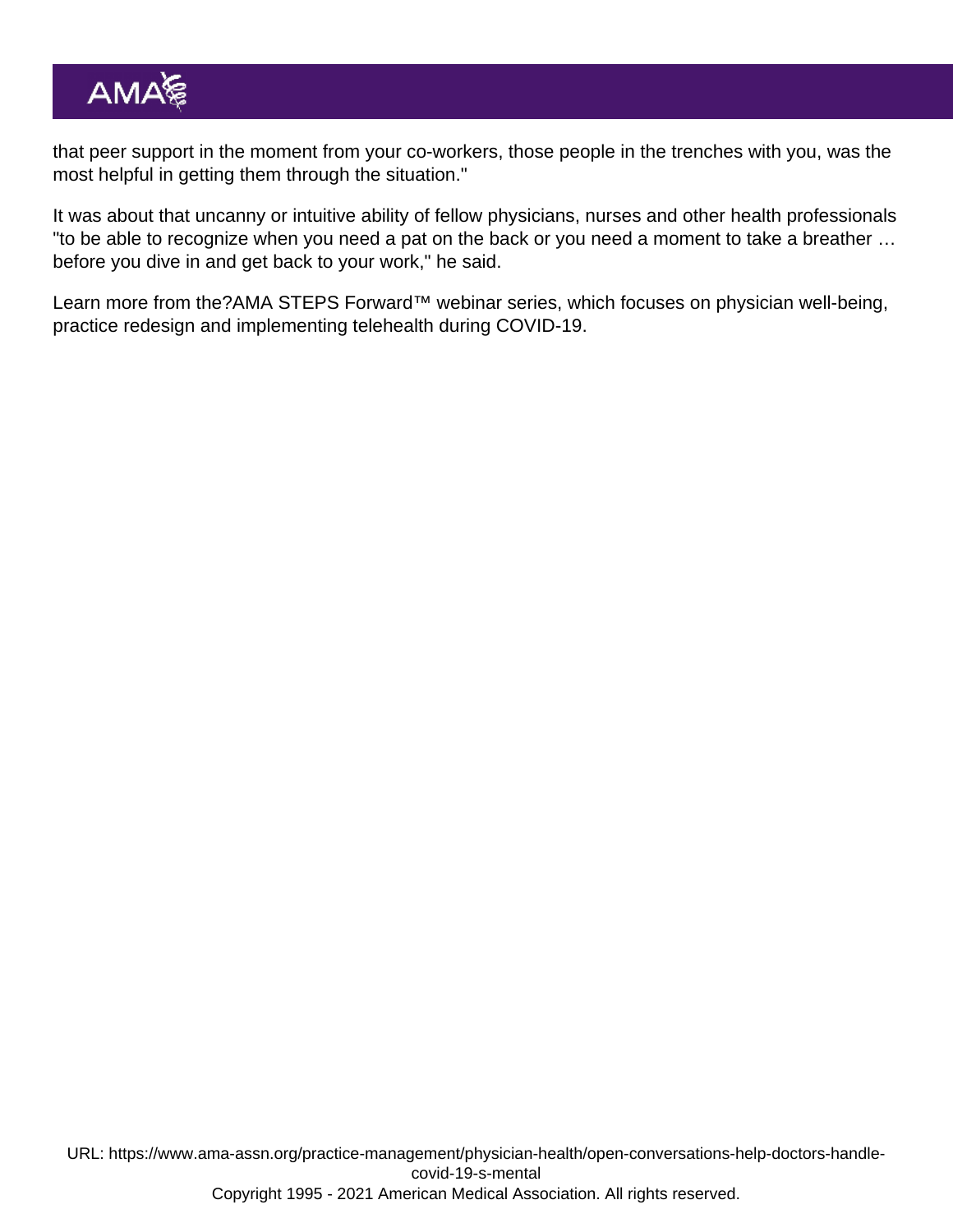that peer support in the moment from your co-workers, those people in the trenches with you, was the most helpful in getting them through the situation."

It was about that uncanny or intuitive ability of fellow physicians, nurses and other health professionals "to be able to recognize when you need a pat on the back or you need a moment to take a breather … before you dive in and get back to your work," he said.

Learn more from the?AMA STEPS Forward™ webinar series, which focuses on physician well-being, practice redesign and implementing telehealth during COVID-19.